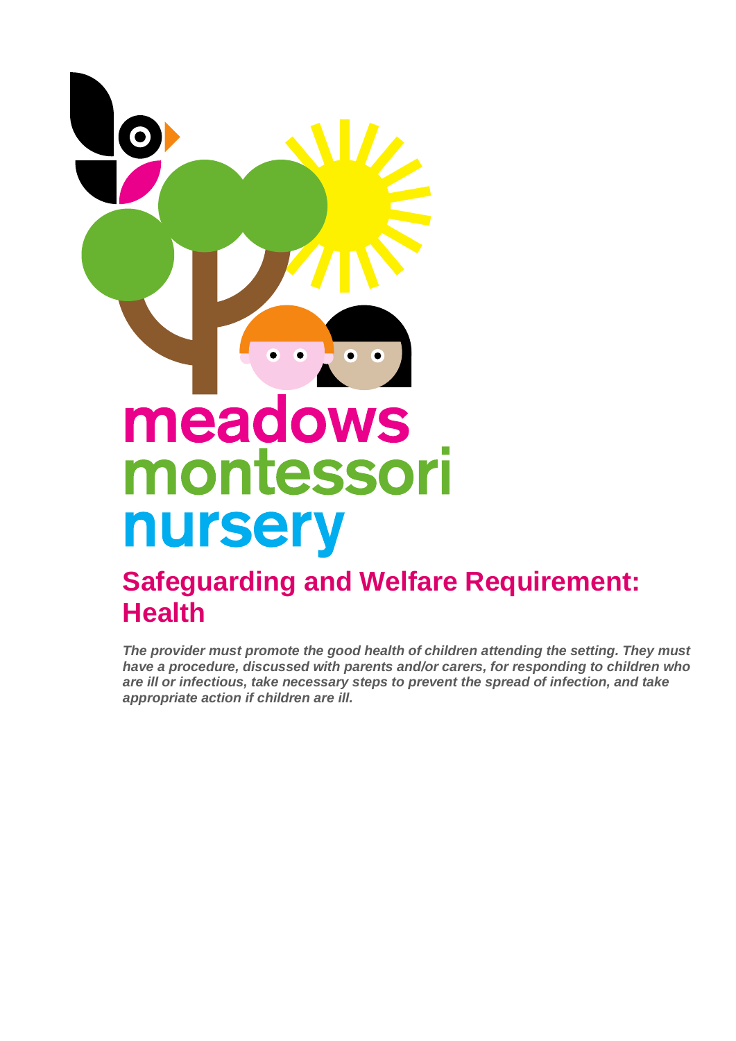meadows
montessori
nursery

# Safeguarding and Welfare Requirement: Health

***The provider must promote the good health of children attending the setting. They must have a procedure, discussed with parents and/or carers, for responding to children who are ill or infectious, take necessary steps to prevent the spread of infection, and take appropriate action if children are ill.***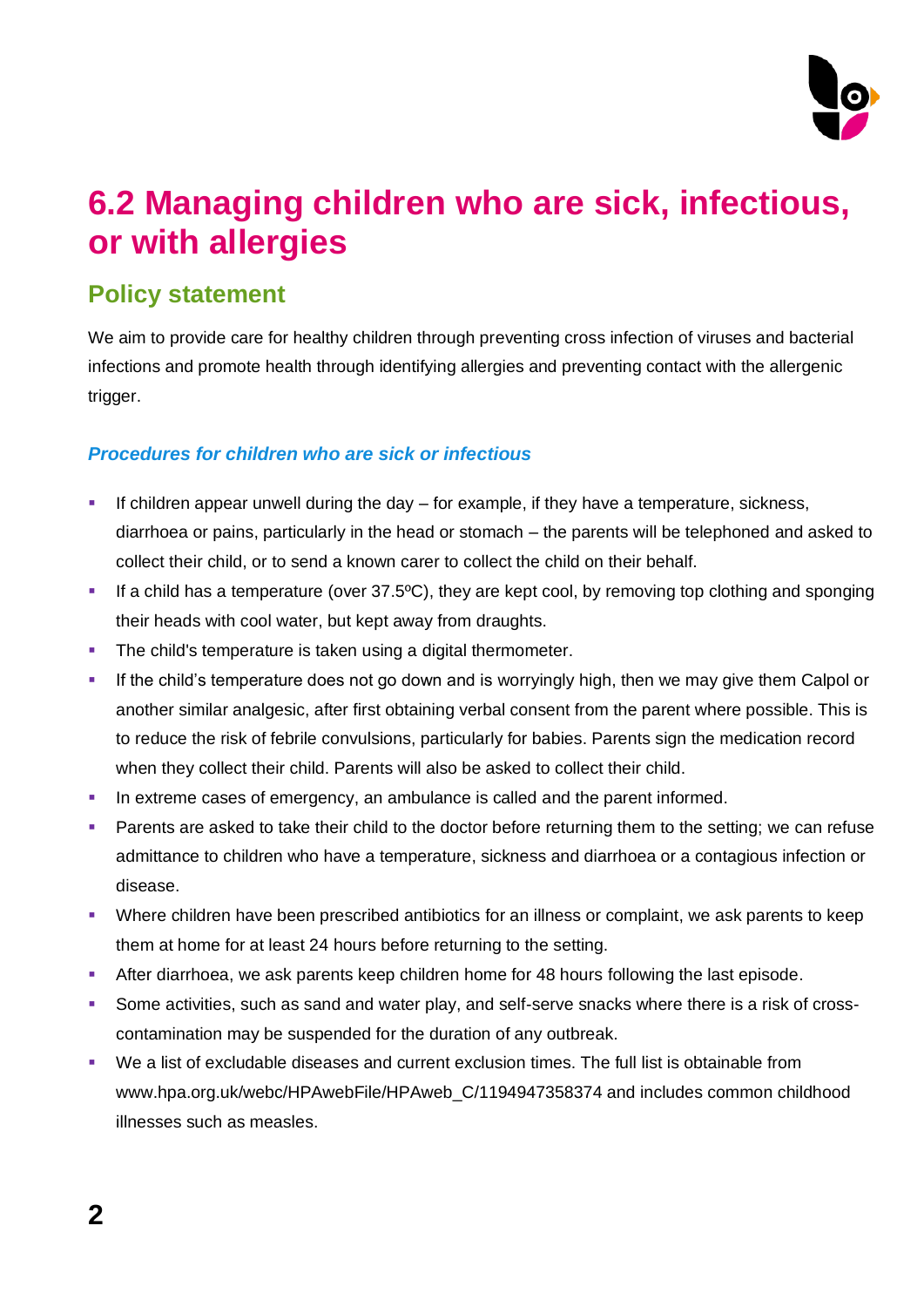# 6.2 Managing children who are sick, infectious, or with allergies

## Policy statement

We aim to provide care for healthy children through preventing cross infection of viruses and bacterial infections and promote health through identifying allergies and preventing contact with the allergenic trigger.

### *Procedures for children who are sick or infectious*

- If children appear unwell during the day – for example, if they have a temperature, sickness, diarrhoea or pains, particularly in the head or stomach – the parents will be telephoned and asked to collect their child, or to send a known carer to collect the child on their behalf.
- If a child has a temperature (over 37.5ºC), they are kept cool, by removing top clothing and sponging their heads with cool water, but kept away from draughts.
- The child's temperature is taken using a digital thermometer.
- If the child's temperature does not go down and is worryingly high, then we may give them Calpol or another similar analgesic, after first obtaining verbal consent from the parent where possible. This is to reduce the risk of febrile convulsions, particularly for babies. Parents sign the medication record when they collect their child. Parents will also be asked to collect their child.
- In extreme cases of emergency, an ambulance is called and the parent informed.
- Parents are asked to take their child to the doctor before returning them to the setting; we can refuse admittance to children who have a temperature, sickness and diarrhoea or a contagious infection or disease.
- Where children have been prescribed antibiotics for an illness or complaint, we ask parents to keep them at home for at least 24 hours before returning to the setting.
- After diarrhoea, we ask parents keep children home for 48 hours following the last episode.
- Some activities, such as sand and water play, and self-serve snacks where there is a risk of cross-contamination may be suspended for the duration of any outbreak.
- We a list of excludable diseases and current exclusion times. The full list is obtainable from www.hpa.org.uk/webc/HPAwebFile/HPAweb_C/1194947358374 and includes common childhood illnesses such as measles.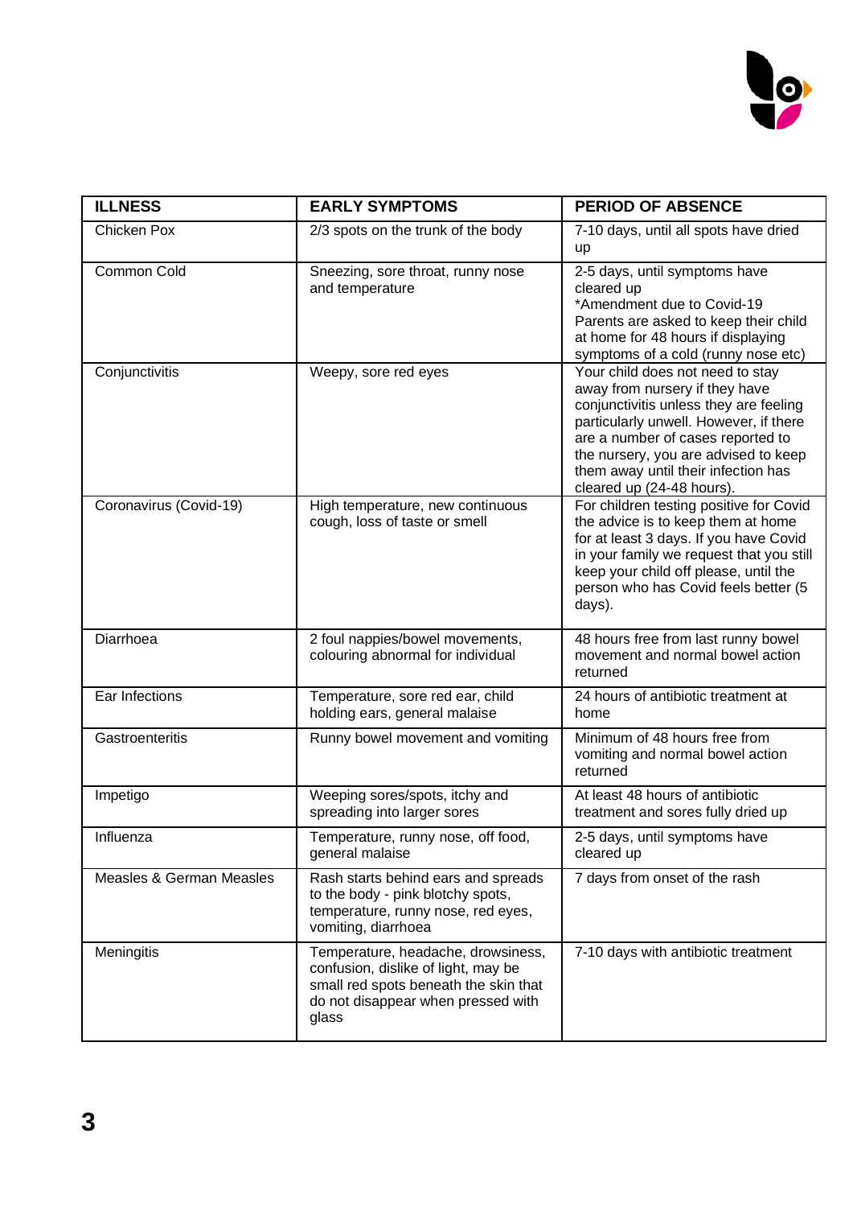| ILLNESS | EARLY SYMPTOMS | PERIOD OF ABSENCE |
|---|---|---|
| Chicken Pox | 2/3 spots on the trunk of the body | 7-10 days, until all spots have dried up |
| Common Cold | Sneezing, sore throat, runny nose and temperature | 2-5 days, until symptoms have cleared up<br>*Amendment due to Covid-19<br>Parents are asked to keep their child at home for 48 hours if displaying symptoms of a cold (runny nose etc) |
| Conjunctivitis | Weepy, sore red eyes | Your child does not need to stay away from nursery if they have conjunctivitis unless they are feeling particularly unwell. However, if there are a number of cases reported to the nursery, you are advised to keep them away until their infection has cleared up (24-48 hours). |
| Coronavirus (Covid-19) | High temperature, new continuous cough, loss of taste or smell | For children testing positive for Covid the advice is to keep them at home for at least 3 days. If you have Covid in your family we request that you still keep your child off please, until the person who has Covid feels better (5 days). |
| Diarrhoea | 2 foul nappies/bowel movements, colouring abnormal for individual | 48 hours free from last runny bowel movement and normal bowel action returned |
| Ear Infections | Temperature, sore red ear, child holding ears, general malaise | 24 hours of antibiotic treatment at home |
| Gastroenteritis | Runny bowel movement and vomiting | Minimum of 48 hours free from vomiting and normal bowel action returned |
| Impetigo | Weeping sores/spots, itchy and spreading into larger sores | At least 48 hours of antibiotic treatment and sores fully dried up |
| Influenza | Temperature, runny nose, off food, general malaise | 2-5 days, until symptoms have cleared up |
| Measles & German Measles | Rash starts behind ears and spreads to the body - pink blotchy spots, temperature, runny nose, red eyes, vomiting, diarrhoea | 7 days from onset of the rash |
| Meningitis | Temperature, headache, drowsiness, confusion, dislike of light, may be small red spots beneath the skin that do not disappear when pressed with glass | 7-10 days with antibiotic treatment |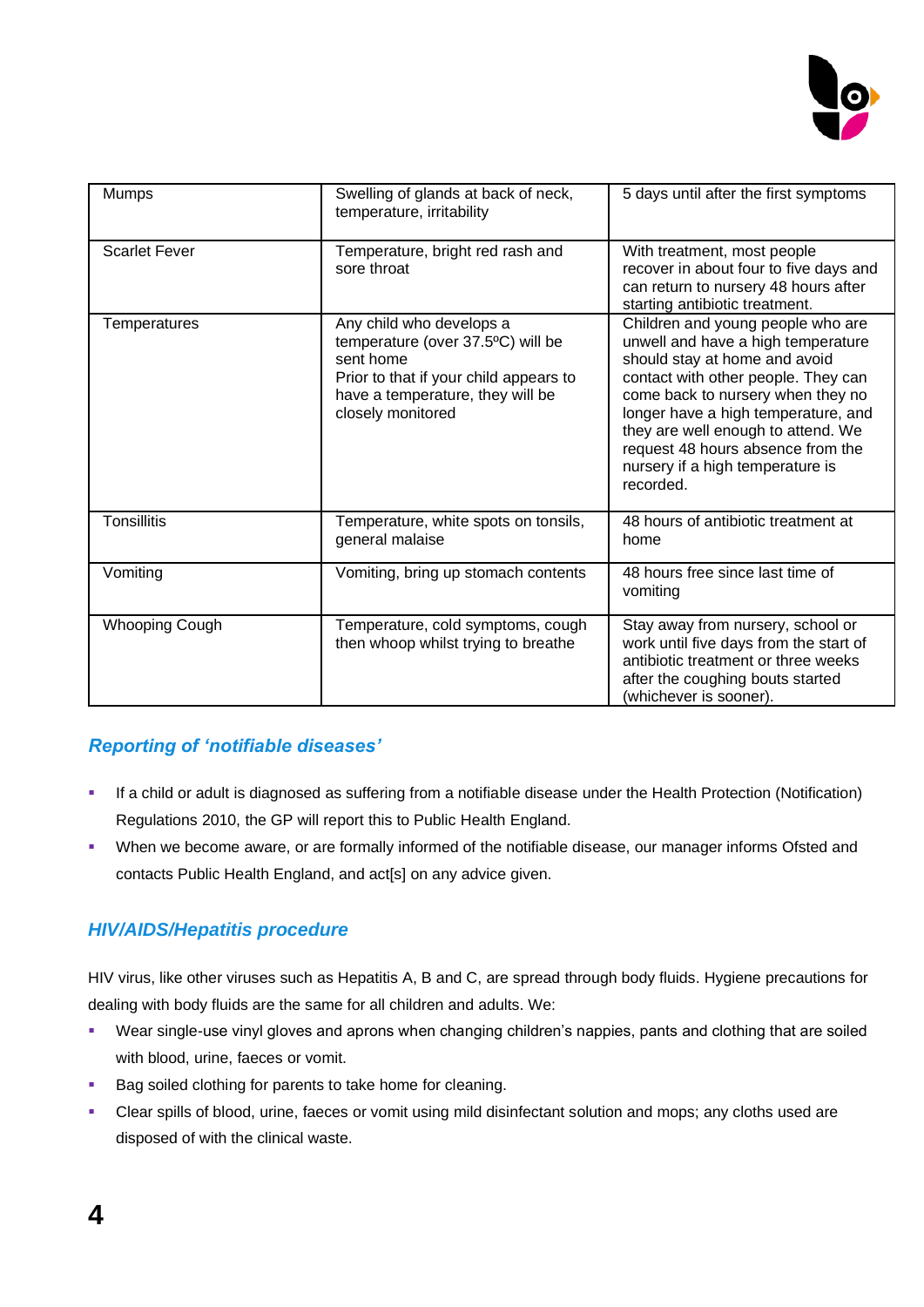| Mumps | Swelling of glands at back of neck, temperature, irritability | 5 days until after the first symptoms |
|---|---|---|
| Scarlet Fever | Temperature, bright red rash and sore throat | With treatment, most people recover in about four to five days and can return to nursery 48 hours after starting antibiotic treatment. |
| Temperatures | Any child who develops a temperature (over 37.5ºC) will be sent home<br>Prior to that if your child appears to have a temperature, they will be closely monitored | Children and young people who are unwell and have a high temperature should stay at home and avoid contact with other people. They can come back to nursery when they no longer have a high temperature, and they are well enough to attend. We request 48 hours absence from the nursery if a high temperature is recorded. |
| Tonsillitis | Temperature, white spots on tonsils, general malaise | 48 hours of antibiotic treatment at home |
| Vomiting | Vomiting, bring up stomach contents | 48 hours free since last time of vomiting |
| Whooping Cough | Temperature, cold symptoms, cough then whoop whilst trying to breathe | Stay away from nursery, school or work until five days from the start of antibiotic treatment or three weeks after the coughing bouts started (whichever is sooner). |

### *Reporting of 'notifiable diseases'*

- If a child or adult is diagnosed as suffering from a notifiable disease under the Health Protection (Notification) Regulations 2010, the GP will report this to Public Health England.
- When we become aware, or are formally informed of the notifiable disease, our manager informs Ofsted and contacts Public Health England, and act[s] on any advice given.

### *HIV/AIDS/Hepatitis procedure*

HIV virus, like other viruses such as Hepatitis A, B and C, are spread through body fluids. Hygiene precautions for dealing with body fluids are the same for all children and adults. We:

- Wear single-use vinyl gloves and aprons when changing children's nappies, pants and clothing that are soiled with blood, urine, faeces or vomit.
- Bag soiled clothing for parents to take home for cleaning.
- Clear spills of blood, urine, faeces or vomit using mild disinfectant solution and mops; any cloths used are disposed of with the clinical waste.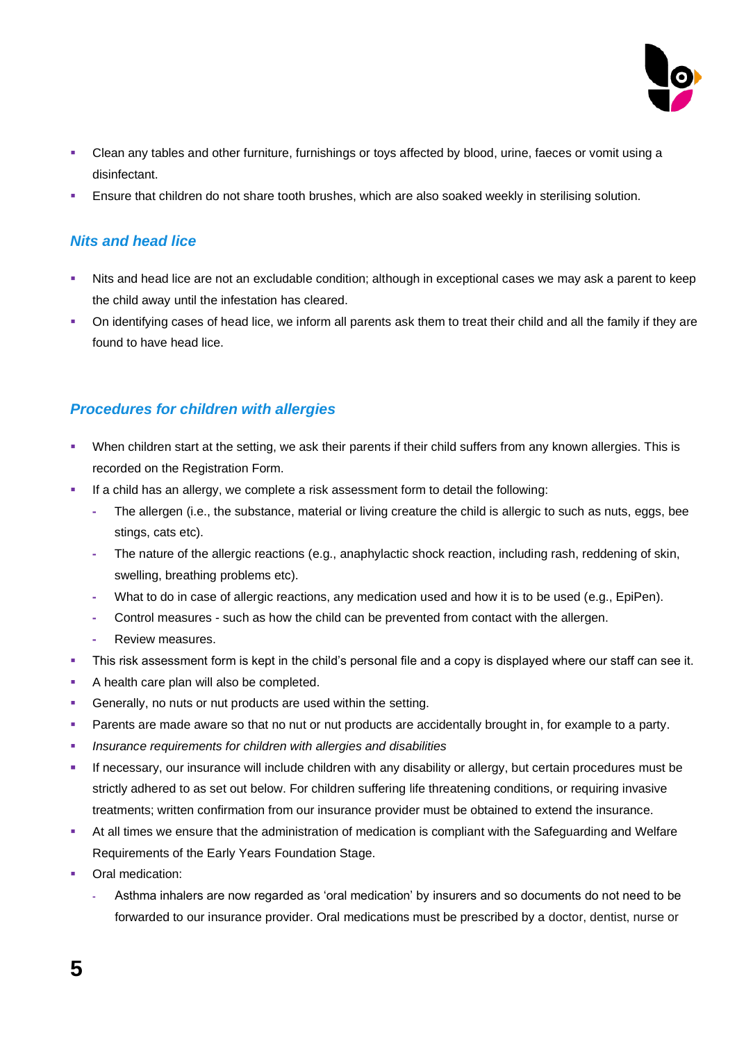- Clean any tables and other furniture, furnishings or toys affected by blood, urine, faeces or vomit using a disinfectant.
- Ensure that children do not share tooth brushes, which are also soaked weekly in sterilising solution.

### *Nits and head lice*

- Nits and head lice are not an excludable condition; although in exceptional cases we may ask a parent to keep the child away until the infestation has cleared.
- On identifying cases of head lice, we inform all parents ask them to treat their child and all the family if they are found to have head lice.

### *Procedures for children with allergies*

- When children start at the setting, we ask their parents if their child suffers from any known allergies. This is recorded on the Registration Form.
- If a child has an allergy, we complete a risk assessment form to detail the following:
  - The allergen (i.e., the substance, material or living creature the child is allergic to such as nuts, eggs, bee stings, cats etc).
  - The nature of the allergic reactions (e.g., anaphylactic shock reaction, including rash, reddening of skin, swelling, breathing problems etc).
  - What to do in case of allergic reactions, any medication used and how it is to be used (e.g., EpiPen).
  - Control measures - such as how the child can be prevented from contact with the allergen.
  - Review measures.
- This risk assessment form is kept in the child's personal file and a copy is displayed where our staff can see it.
- A health care plan will also be completed.
- Generally, no nuts or nut products are used within the setting.
- Parents are made aware so that no nut or nut products are accidentally brought in, for example to a party.
- *Insurance requirements for children with allergies and disabilities*
- If necessary, our insurance will include children with any disability or allergy, but certain procedures must be strictly adhered to as set out below. For children suffering life threatening conditions, or requiring invasive treatments; written confirmation from our insurance provider must be obtained to extend the insurance.
- At all times we ensure that the administration of medication is compliant with the Safeguarding and Welfare Requirements of the Early Years Foundation Stage.
- Oral medication:
  - Asthma inhalers are now regarded as 'oral medication' by insurers and so documents do not need to be forwarded to our insurance provider. Oral medications must be prescribed by a doctor, dentist, nurse or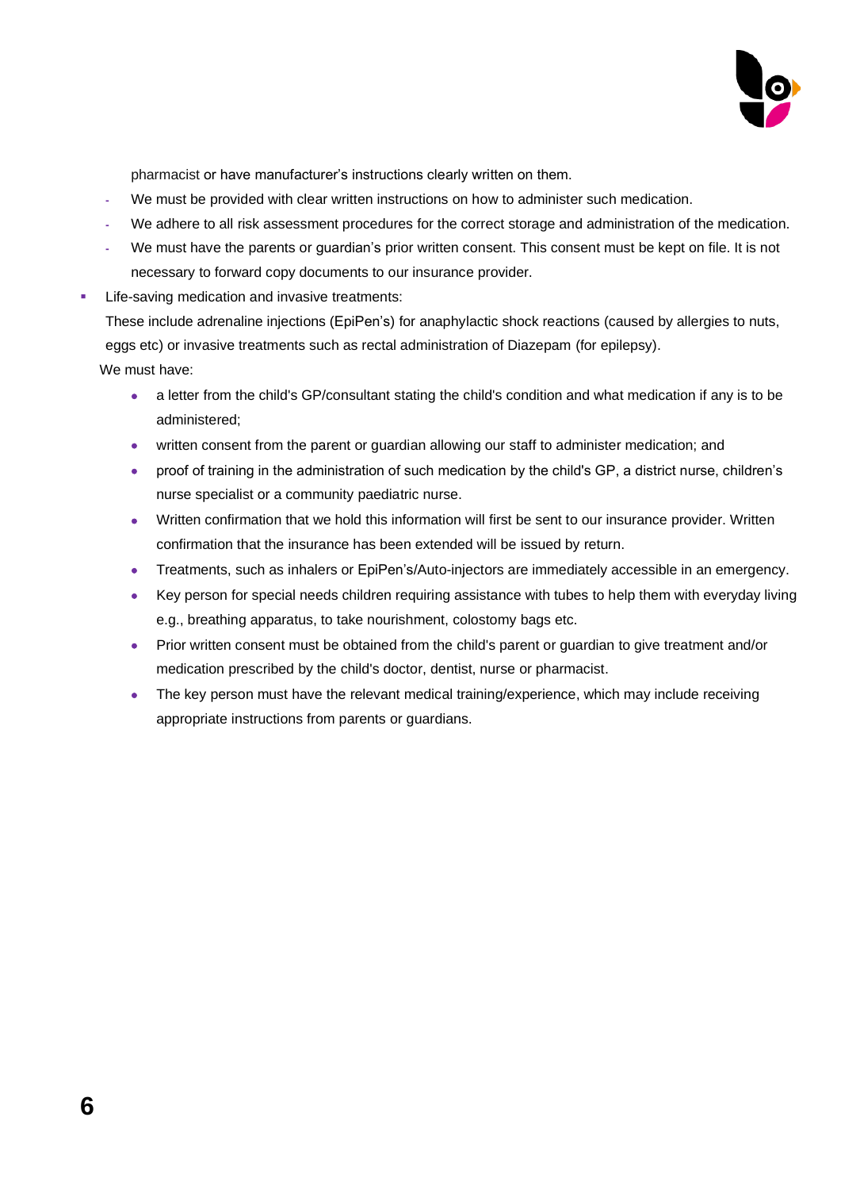pharmacist or have manufacturer's instructions clearly written on them.

- We must be provided with clear written instructions on how to administer such medication.
- We adhere to all risk assessment procedures for the correct storage and administration of the medication.
- We must have the parents or guardian's prior written consent. This consent must be kept on file. It is not necessary to forward copy documents to our insurance provider.

- Life-saving medication and invasive treatments:

  These include adrenaline injections (EpiPen's) for anaphylactic shock reactions (caused by allergies to nuts, eggs etc) or invasive treatments such as rectal administration of Diazepam (for epilepsy).

  We must have:

  - a letter from the child's GP/consultant stating the child's condition and what medication if any is to be administered;
  - written consent from the parent or guardian allowing our staff to administer medication; and
  - proof of training in the administration of such medication by the child's GP, a district nurse, children's nurse specialist or a community paediatric nurse.
  - Written confirmation that we hold this information will first be sent to our insurance provider. Written confirmation that the insurance has been extended will be issued by return.
  - Treatments, such as inhalers or EpiPen's/Auto-injectors are immediately accessible in an emergency.
  - Key person for special needs children requiring assistance with tubes to help them with everyday living e.g., breathing apparatus, to take nourishment, colostomy bags etc.
  - Prior written consent must be obtained from the child's parent or guardian to give treatment and/or medication prescribed by the child's doctor, dentist, nurse or pharmacist.
  - The key person must have the relevant medical training/experience, which may include receiving appropriate instructions from parents or guardians.